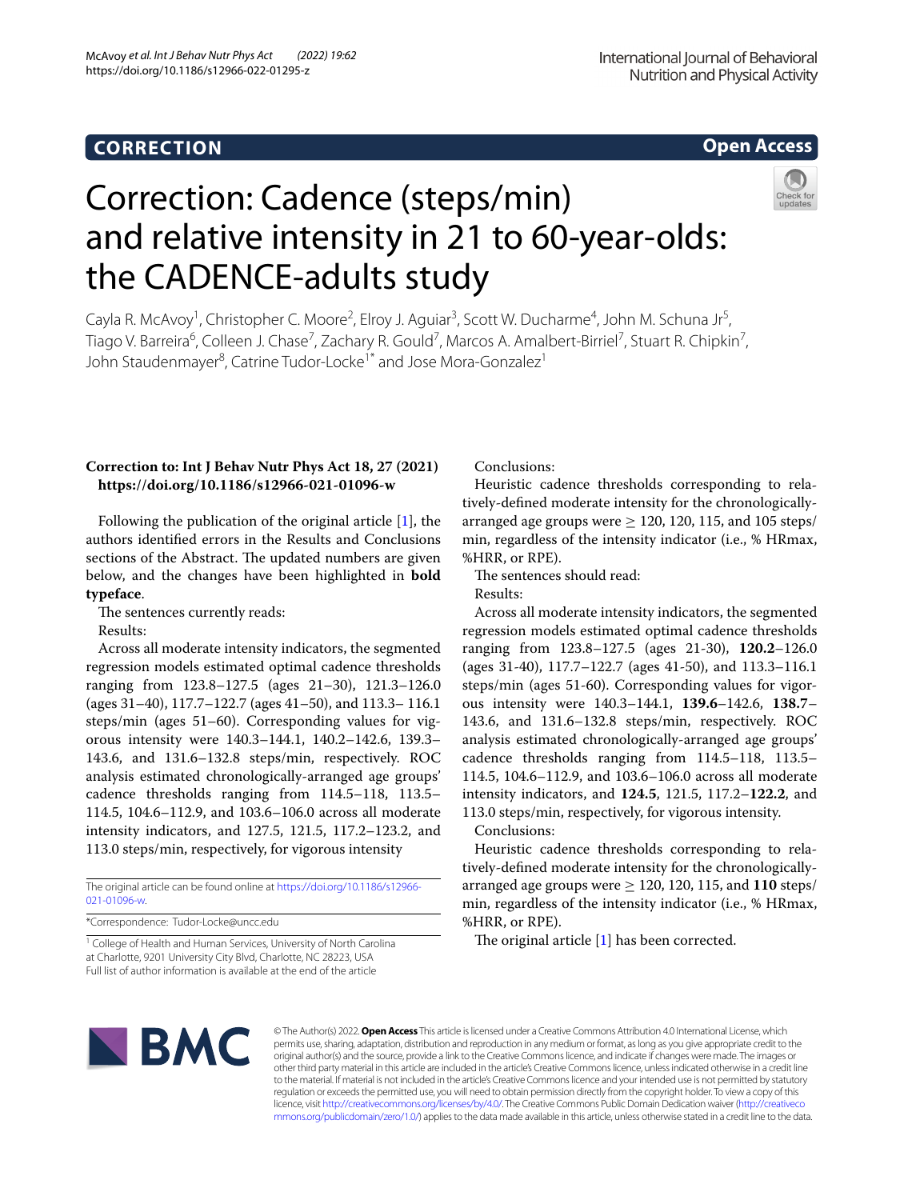CORRECTION

Open Access

# Correction: Cadence (steps/min) and relative intensity in 21 to 60-year-olds: the CADENCE-adults study

Cayla R. McAvoy[1], Christopher C. Moore[2], Elroy J. Aguiar[3], Scott W. Ducharme[4], John M. Schuna Jr[5], Tiago V. Barreira[6], Colleen J. Chase[7], Zachary R. Gould[7], Marcos A. Amalbert-Birriel[7], Stuart R. Chipkin[7], John Staudenmayer[8], Catrine Tudor-Locke[1*] and Jose Mora-Gonzalez[1]

**Correction to: Int J Behav Nutr Phys Act 18, 27 (2021) https://doi.org/10.1186/s12966-021-01096-w**

Following the publication of the original article [1], the authors identified errors in the Results and Conclusions sections of the Abstract. The updated numbers are given below, and the changes have been highlighted in **bold typeface**.

The sentences currently reads:

Results:

Across all moderate intensity indicators, the segmented regression models estimated optimal cadence thresholds ranging from 123.8–127.5 (ages 21–30), 121.3–126.0 (ages 31–40), 117.7–122.7 (ages 41–50), and 113.3– 116.1 steps/min (ages 51–60). Corresponding values for vigorous intensity were 140.3–144.1, 140.2–142.6, 139.3–143.6, and 131.6–132.8 steps/min, respectively. ROC analysis estimated chronologically-arranged age groups' cadence thresholds ranging from 114.5–118, 113.5–114.5, 104.6–112.9, and 103.6–106.0 across all moderate intensity indicators, and 127.5, 121.5, 117.2–123.2, and 113.0 steps/min, respectively, for vigorous intensity

Conclusions:

Heuristic cadence thresholds corresponding to relatively-defined moderate intensity for the chronologically-arranged age groups were ≥ 120, 120, 115, and 105 steps/min, regardless of the intensity indicator (i.e., % HRmax, %HRR, or RPE).

The sentences should read:

Results:

Across all moderate intensity indicators, the segmented regression models estimated optimal cadence thresholds ranging from 123.8–127.5 (ages 21-30), **120.2**–126.0 (ages 31-40), 117.7–122.7 (ages 41-50), and 113.3–116.1 steps/min (ages 51-60). Corresponding values for vigorous intensity were 140.3–144.1, **139.6**–142.6, **138.7**–143.6, and 131.6–132.8 steps/min, respectively. ROC analysis estimated chronologically-arranged age groups' cadence thresholds ranging from 114.5–118, 113.5–114.5, 104.6–112.9, and 103.6–106.0 across all moderate intensity indicators, and **124.5**, 121.5, 117.2–**122.2**, and 113.0 steps/min, respectively, for vigorous intensity.

Conclusions:

Heuristic cadence thresholds corresponding to relatively-defined moderate intensity for the chronologically-arranged age groups were ≥ 120, 120, 115, and **110** steps/min, regardless of the intensity indicator (i.e., % HRmax, %HRR, or RPE).

The original article [1] has been corrected.

The original article can be found online at https://doi.org/10.1186/s12966-021-01096-w.

*Correspondence: Tudor-Locke@uncc.edu

[1] College of Health and Human Services, University of North Carolina at Charlotte, 9201 University City Blvd, Charlotte, NC 28223, USA

Full list of author information is available at the end of the article

© The Author(s) 2022. **Open Access** This article is licensed under a Creative Commons Attribution 4.0 International License, which permits use, sharing, adaptation, distribution and reproduction in any medium or format, as long as you give appropriate credit to the original author(s) and the source, provide a link to the Creative Commons licence, and indicate if changes were made. The images or other third party material in this article are included in the article's Creative Commons licence, unless indicated otherwise in a credit line to the material. If material is not included in the article's Creative Commons licence and your intended use is not permitted by statutory regulation or exceeds the permitted use, you will need to obtain permission directly from the copyright holder. To view a copy of this licence, visit http://creativecommons.org/licenses/by/4.0/. The Creative Commons Public Domain Dedication waiver (http://creativecommons.org/publicdomain/zero/1.0/) applies to the data made available in this article, unless otherwise stated in a credit line to the data.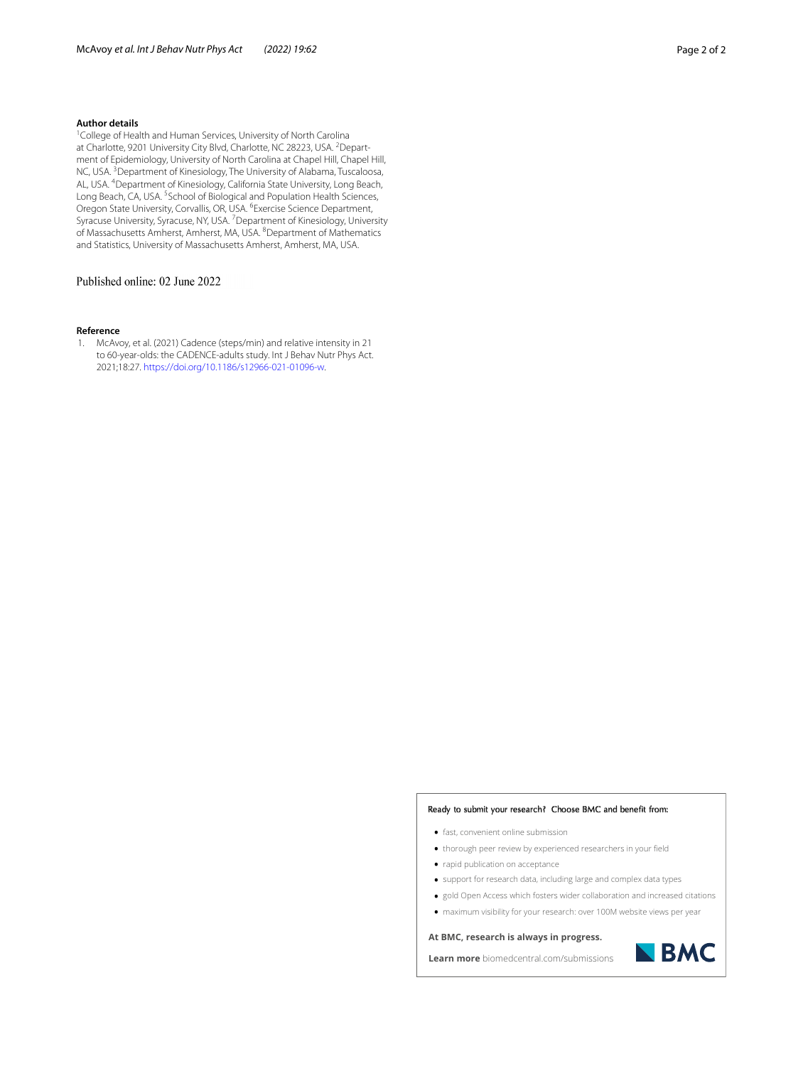### Author details

[1]College of Health and Human Services, University of North Carolina at Charlotte, 9201 University City Blvd, Charlotte, NC 28223, USA. [2]Department of Epidemiology, University of North Carolina at Chapel Hill, Chapel Hill, NC, USA. [3]Department of Kinesiology, The University of Alabama, Tuscaloosa, AL, USA. [4]Department of Kinesiology, California State University, Long Beach, Long Beach, CA, USA. [5]School of Biological and Population Health Sciences, Oregon State University, Corvallis, OR, USA. [6]Exercise Science Department, Syracuse University, Syracuse, NY, USA. [7]Department of Kinesiology, University of Massachusetts Amherst, Amherst, MA, USA. [8]Department of Mathematics and Statistics, University of Massachusetts Amherst, Amherst, MA, USA.

Published online: 02 June 2022

### Reference

1. McAvoy, et al. (2021) Cadence (steps/min) and relative intensity in 21 to 60-year-olds: the CADENCE-adults study. Int J Behav Nutr Phys Act. 2021;18:27. https://doi.org/10.1186/s12966-021-01096-w.

Ready to submit your research? Choose BMC and benefit from:

- fast, convenient online submission
- thorough peer review by experienced researchers in your field
- rapid publication on acceptance
- support for research data, including large and complex data types
- gold Open Access which fosters wider collaboration and increased citations
- maximum visibility for your research: over 100M website views per year

**At BMC, research is always in progress.**

**Learn more** biomedcentral.com/submissions

BMC